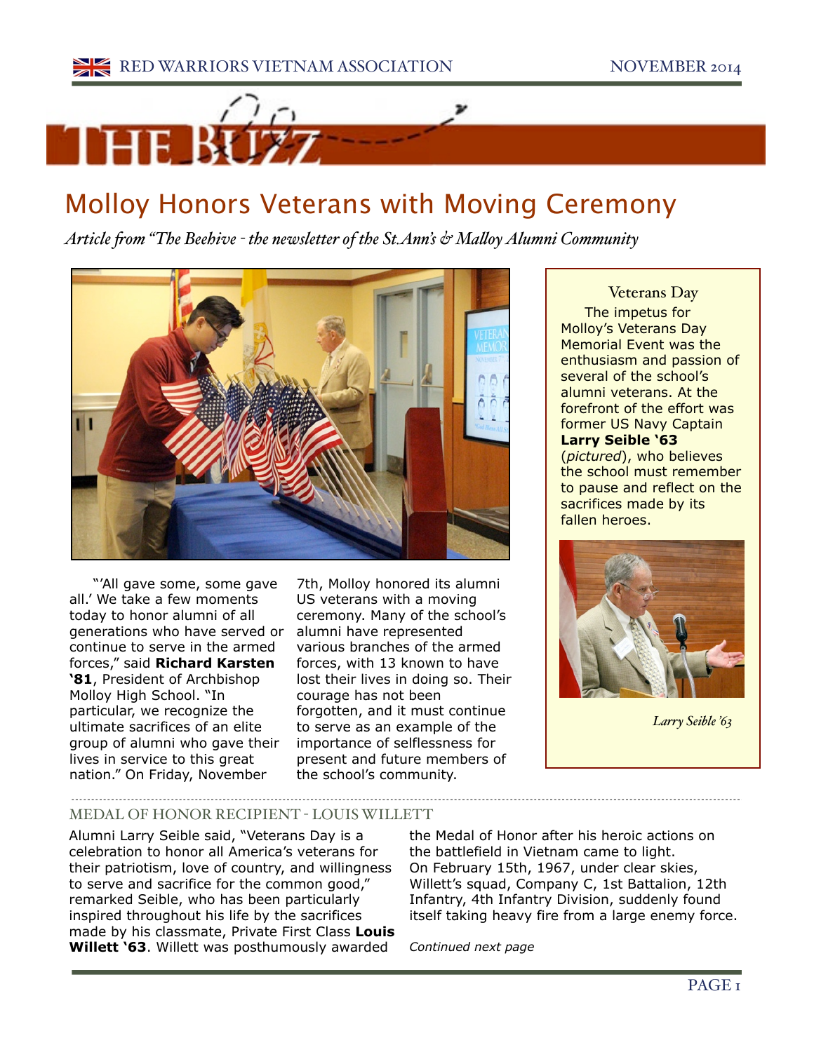# THE BUZZ

# Molloy Honors Veterans with Moving Ceremony

*Article from "The Beehive - the newsletter of the St.Ann's & Malloy Alumni Community*

"'All gave some, some gave all.' We take a few moments today to honor alumni of all generations who have served or continue to serve in the armed forces," said **Richard Karsten '81**, President of Archbishop Molloy High School. "In particular, we recognize the ultimate sacrifices of an elite group of alumni who gave their lives in service to this great nation." On Friday, November 7th, Molloy honored its alumni US veterans with a moving ceremony. Many of the school's alumni have represented various branches of the armed forces, with 13 known to have lost their lives in doing so. Their courage has not been forgotten, and it must continue to serve as an example of the importance of selflessness for present and future members of the school's community.

### Veterans Day

The impetus for Molloy's Veterans Day Memorial Event was the enthusiasm and passion of several of the school's alumni veterans. At the forefront of the effort was former US Navy Captain **Larry Seible '63** (*pictured*), who believes the school must remember to pause and reflect on the sacrifices made by its fallen heroes.

*Larry Seible '63*

## MEDAL OF HONOR RECIPIENT - LOUIS WILLETT

Alumni Larry Seible said, "Veterans Day is a celebration to honor all America's veterans for their patriotism, love of country, and willingness to serve and sacrifice for the common good," remarked Seible, who has been particularly inspired throughout his life by the sacrifices made by his classmate, Private First Class **Louis Willett '63**. Willett was posthumously awarded the Medal of Honor after his heroic actions on the battlefield in Vietnam came to light. On February 15th, 1967, under clear skies, Willett's squad, Company C, 1st Battalion, 12th Infantry, 4th Infantry Division, suddenly found itself taking heavy fire from a large enemy force.

*Continued next page*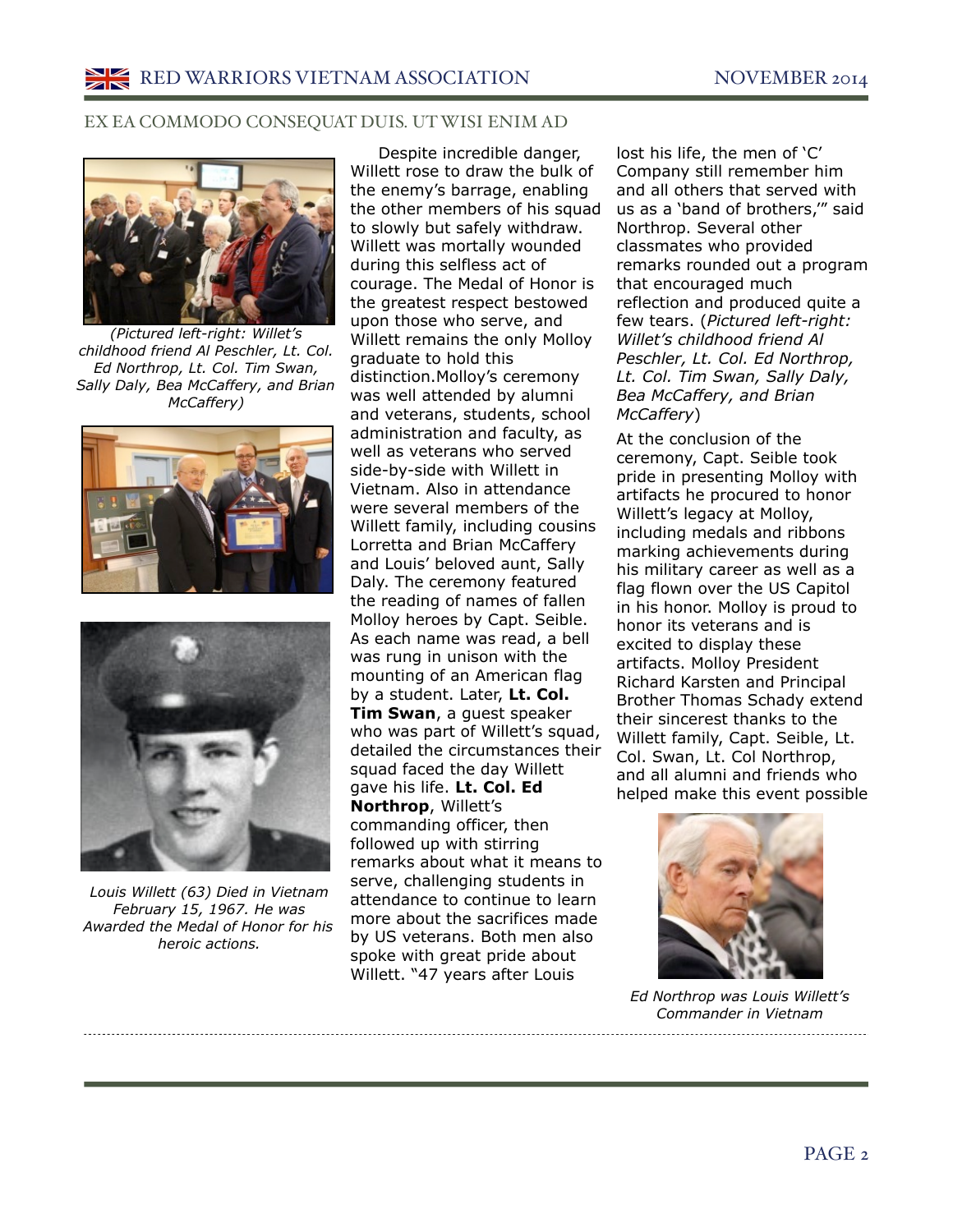## EX EA COMMODO CONSEQUAT DUIS. UT WISI ENIM AD

*(Pictured left-right: Willet's childhood friend Al Peschler, Lt. Col. Ed Northrop, Lt. Col. Tim Swan, Sally Daly, Bea McCaffery, and Brian McCaffery)*

*Louis Willett (63) Died in Vietnam February 15, 1967. He was Awarded the Medal of Honor for his heroic actions.*

Despite incredible danger, Willett rose to draw the bulk of the enemy's barrage, enabling the other members of his squad to slowly but safely withdraw. Willett was mortally wounded during this selfless act of courage. The Medal of Honor is the greatest respect bestowed upon those who serve, and Willett remains the only Molloy graduate to hold this distinction.Molloy's ceremony was well attended by alumni and veterans, students, school administration and faculty, as well as veterans who served side-by-side with Willett in Vietnam. Also in attendance were several members of the Willett family, including cousins Lorretta and Brian McCaffery and Louis' beloved aunt, Sally Daly. The ceremony featured the reading of names of fallen Molloy heroes by Capt. Seible. As each name was read, a bell was rung in unison with the mounting of an American flag by a student. Later, **Lt. Col. Tim Swan**, a guest speaker who was part of Willett's squad, detailed the circumstances their squad faced the day Willett gave his life. **Lt. Col. Ed Northrop**, Willett's commanding officer, then followed up with stirring remarks about what it means to serve, challenging students in attendance to continue to learn more about the sacrifices made by US veterans. Both men also spoke with great pride about Willett. "47 years after Louis lost his life, the men of 'C' Company still remember him and all others that served with us as a 'band of brothers,'" said Northrop. Several other classmates who provided remarks rounded out a program that encouraged much reflection and produced quite a few tears. (*Pictured left-right: Willet's childhood friend Al Peschler, Lt. Col. Ed Northrop, Lt. Col. Tim Swan, Sally Daly, Bea McCaffery, and Brian McCaffery*)

At the conclusion of the ceremony, Capt. Seible took pride in presenting Molloy with artifacts he procured to honor Willett's legacy at Molloy, including medals and ribbons marking achievements during his military career as well as a flag flown over the US Capitol in his honor. Molloy is proud to honor its veterans and is excited to display these artifacts. Molloy President Richard Karsten and Principal Brother Thomas Schady extend their sincerest thanks to the Willett family, Capt. Seible, Lt. Col. Swan, Lt. Col Northrop, and all alumni and friends who helped make this event possible

*Ed Northrop was Louis Willett's Commander in Vietnam*